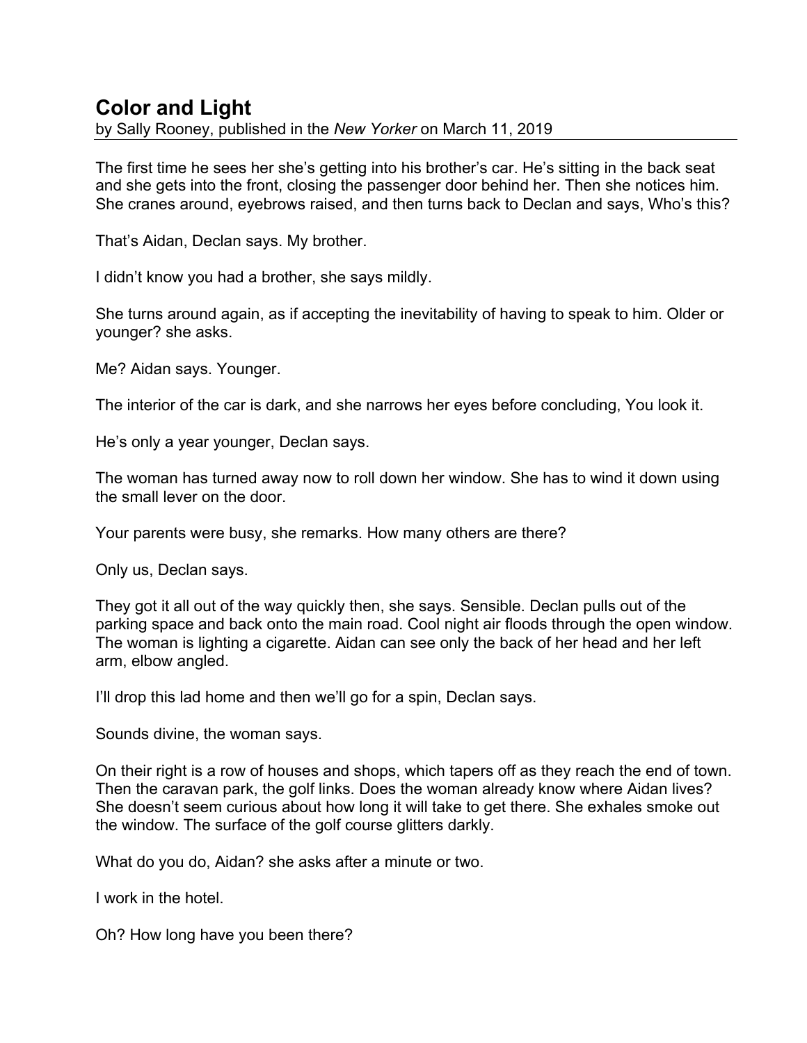# Color and Light

by Sally Rooney, published in the *New Yorker* on March 11, 2019

The first time he sees her she's getting into his brother's car. He's sitting in the back seat and she gets into the front, closing the passenger door behind her. Then she notices him. She cranes around, eyebrows raised, and then turns back to Declan and says, Who's this?

That's Aidan, Declan says. My brother.

I didn't know you had a brother, she says mildly.

She turns around again, as if accepting the inevitability of having to speak to him. Older or younger? she asks.

Me? Aidan says. Younger.

The interior of the car is dark, and she narrows her eyes before concluding, You look it.

He's only a year younger, Declan says.

The woman has turned away now to roll down her window. She has to wind it down using the small lever on the door.

Your parents were busy, she remarks. How many others are there?

Only us, Declan says.

They got it all out of the way quickly then, she says. Sensible. Declan pulls out of the parking space and back onto the main road. Cool night air floods through the open window. The woman is lighting a cigarette. Aidan can see only the back of her head and her left arm, elbow angled.

I'll drop this lad home and then we'll go for a spin, Declan says.

Sounds divine, the woman says.

On their right is a row of houses and shops, which tapers off as they reach the end of town. Then the caravan park, the golf links. Does the woman already know where Aidan lives? She doesn't seem curious about how long it will take to get there. She exhales smoke out the window. The surface of the golf course glitters darkly.

What do you do, Aidan? she asks after a minute or two.

I work in the hotel.

Oh? How long have you been there?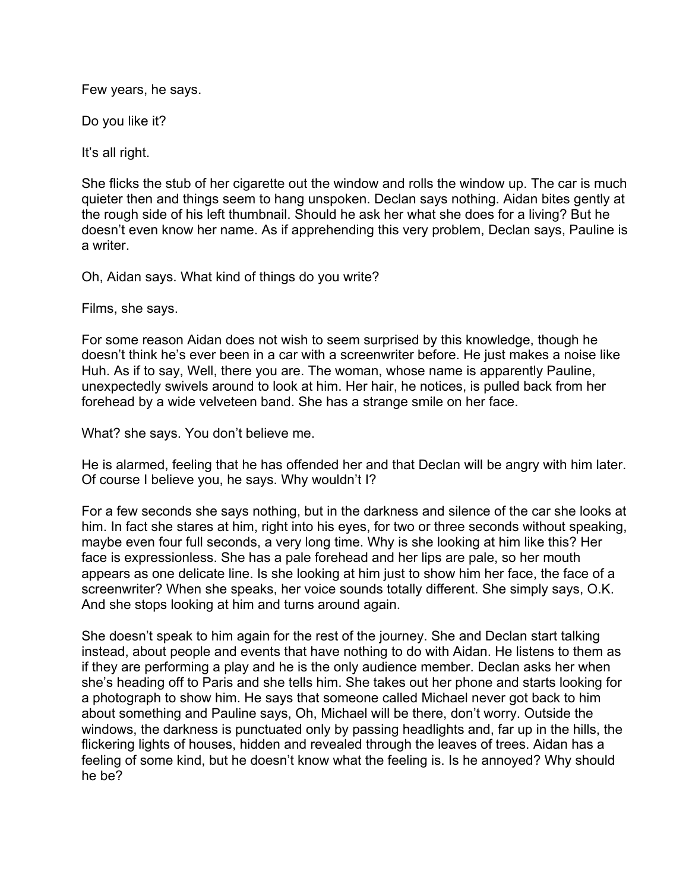Few years, he says.

Do you like it?

It’s all right.

She flicks the stub of her cigarette out the window and rolls the window up. The car is much quieter then and things seem to hang unspoken. Declan says nothing. Aidan bites gently at the rough side of his left thumbnail. Should he ask her what she does for a living? But he doesn’t even know her name. As if apprehending this very problem, Declan says, Pauline is a writer.

Oh, Aidan says. What kind of things do you write?

Films, she says.

For some reason Aidan does not wish to seem surprised by this knowledge, though he doesn’t think he’s ever been in a car with a screenwriter before. He just makes a noise like Huh. As if to say, Well, there you are. The woman, whose name is apparently Pauline, unexpectedly swivels around to look at him. Her hair, he notices, is pulled back from her forehead by a wide velveteen band. She has a strange smile on her face.

What? she says. You don’t believe me.

He is alarmed, feeling that he has offended her and that Declan will be angry with him later. Of course I believe you, he says. Why wouldn’t I?

For a few seconds she says nothing, but in the darkness and silence of the car she looks at him. In fact she stares at him, right into his eyes, for two or three seconds without speaking, maybe even four full seconds, a very long time. Why is she looking at him like this? Her face is expressionless. She has a pale forehead and her lips are pale, so her mouth appears as one delicate line. Is she looking at him just to show him her face, the face of a screenwriter? When she speaks, her voice sounds totally different. She simply says, O.K. And she stops looking at him and turns around again.

She doesn’t speak to him again for the rest of the journey. She and Declan start talking instead, about people and events that have nothing to do with Aidan. He listens to them as if they are performing a play and he is the only audience member. Declan asks her when she’s heading off to Paris and she tells him. She takes out her phone and starts looking for a photograph to show him. He says that someone called Michael never got back to him about something and Pauline says, Oh, Michael will be there, don’t worry. Outside the windows, the darkness is punctuated only by passing headlights and, far up in the hills, the flickering lights of houses, hidden and revealed through the leaves of trees. Aidan has a feeling of some kind, but he doesn’t know what the feeling is. Is he annoyed? Why should he be?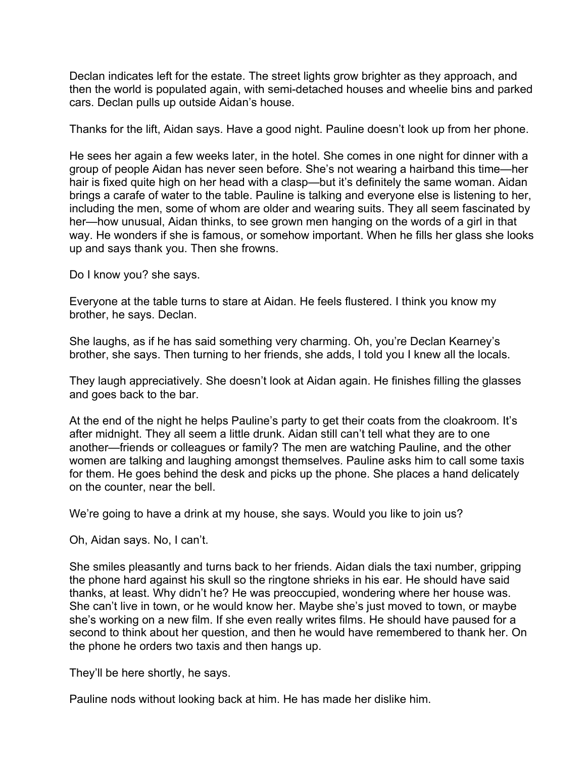Declan indicates left for the estate. The street lights grow brighter as they approach, and then the world is populated again, with semi-detached houses and wheelie bins and parked cars. Declan pulls up outside Aidan's house.

Thanks for the lift, Aidan says. Have a good night. Pauline doesn't look up from her phone.

He sees her again a few weeks later, in the hotel. She comes in one night for dinner with a group of people Aidan has never seen before. She's not wearing a hairband this time—her hair is fixed quite high on her head with a clasp—but it's definitely the same woman. Aidan brings a carafe of water to the table. Pauline is talking and everyone else is listening to her, including the men, some of whom are older and wearing suits. They all seem fascinated by her—how unusual, Aidan thinks, to see grown men hanging on the words of a girl in that way. He wonders if she is famous, or somehow important. When he fills her glass she looks up and says thank you. Then she frowns.

Do I know you? she says.

Everyone at the table turns to stare at Aidan. He feels flustered. I think you know my brother, he says. Declan.

She laughs, as if he has said something very charming. Oh, you're Declan Kearney's brother, she says. Then turning to her friends, she adds, I told you I knew all the locals.

They laugh appreciatively. She doesn't look at Aidan again. He finishes filling the glasses and goes back to the bar.

At the end of the night he helps Pauline's party to get their coats from the cloakroom. It's after midnight. They all seem a little drunk. Aidan still can't tell what they are to one another—friends or colleagues or family? The men are watching Pauline, and the other women are talking and laughing amongst themselves. Pauline asks him to call some taxis for them. He goes behind the desk and picks up the phone. She places a hand delicately on the counter, near the bell.

We're going to have a drink at my house, she says. Would you like to join us?

Oh, Aidan says. No, I can't.

She smiles pleasantly and turns back to her friends. Aidan dials the taxi number, gripping the phone hard against his skull so the ringtone shrieks in his ear. He should have said thanks, at least. Why didn't he? He was preoccupied, wondering where her house was. She can't live in town, or he would know her. Maybe she's just moved to town, or maybe she's working on a new film. If she even really writes films. He should have paused for a second to think about her question, and then he would have remembered to thank her. On the phone he orders two taxis and then hangs up.

They'll be here shortly, he says.

Pauline nods without looking back at him. He has made her dislike him.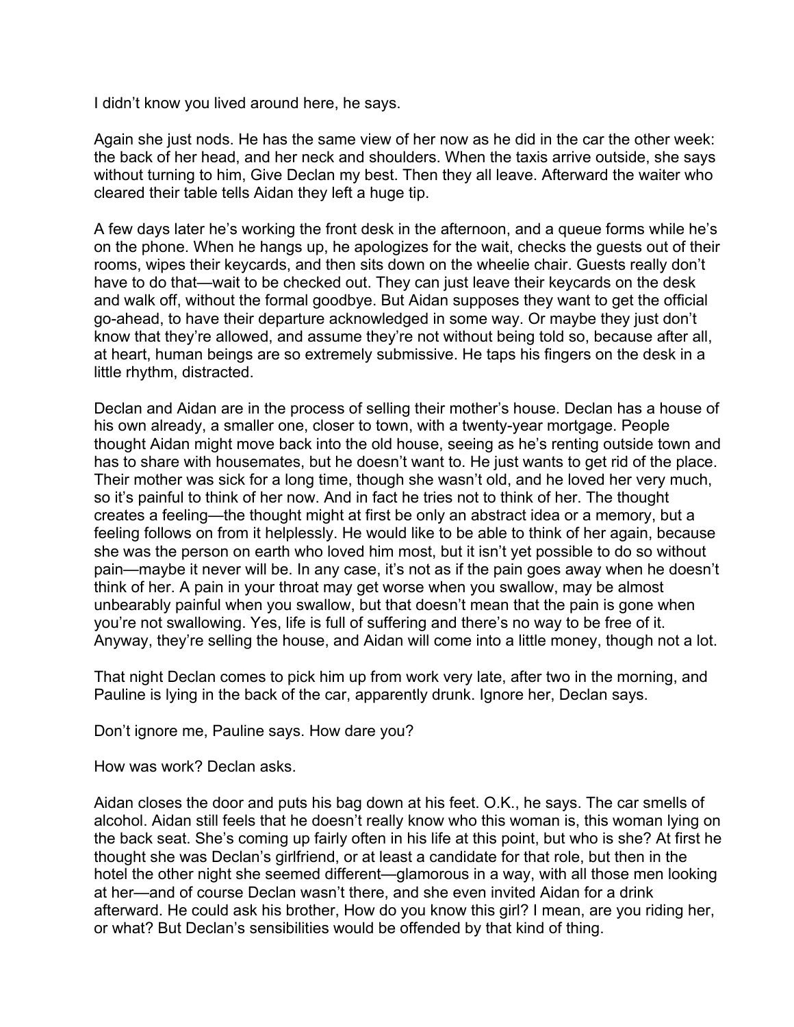I didn't know you lived around here, he says.

Again she just nods. He has the same view of her now as he did in the car the other week: the back of her head, and her neck and shoulders. When the taxis arrive outside, she says without turning to him, Give Declan my best. Then they all leave. Afterward the waiter who cleared their table tells Aidan they left a huge tip.

A few days later he's working the front desk in the afternoon, and a queue forms while he's on the phone. When he hangs up, he apologizes for the wait, checks the guests out of their rooms, wipes their keycards, and then sits down on the wheelie chair. Guests really don't have to do that—wait to be checked out. They can just leave their keycards on the desk and walk off, without the formal goodbye. But Aidan supposes they want to get the official go-ahead, to have their departure acknowledged in some way. Or maybe they just don't know that they're allowed, and assume they're not without being told so, because after all, at heart, human beings are so extremely submissive. He taps his fingers on the desk in a little rhythm, distracted.

Declan and Aidan are in the process of selling their mother's house. Declan has a house of his own already, a smaller one, closer to town, with a twenty-year mortgage. People thought Aidan might move back into the old house, seeing as he's renting outside town and has to share with housemates, but he doesn't want to. He just wants to get rid of the place. Their mother was sick for a long time, though she wasn't old, and he loved her very much, so it's painful to think of her now. And in fact he tries not to think of her. The thought creates a feeling—the thought might at first be only an abstract idea or a memory, but a feeling follows on from it helplessly. He would like to be able to think of her again, because she was the person on earth who loved him most, but it isn't yet possible to do so without pain—maybe it never will be. In any case, it's not as if the pain goes away when he doesn't think of her. A pain in your throat may get worse when you swallow, may be almost unbearably painful when you swallow, but that doesn't mean that the pain is gone when you're not swallowing. Yes, life is full of suffering and there's no way to be free of it. Anyway, they're selling the house, and Aidan will come into a little money, though not a lot.

That night Declan comes to pick him up from work very late, after two in the morning, and Pauline is lying in the back of the car, apparently drunk. Ignore her, Declan says.

Don't ignore me, Pauline says. How dare you?

How was work? Declan asks.

Aidan closes the door and puts his bag down at his feet. O.K., he says. The car smells of alcohol. Aidan still feels that he doesn't really know who this woman is, this woman lying on the back seat. She's coming up fairly often in his life at this point, but who is she? At first he thought she was Declan's girlfriend, or at least a candidate for that role, but then in the hotel the other night she seemed different—glamorous in a way, with all those men looking at her—and of course Declan wasn't there, and she even invited Aidan for a drink afterward. He could ask his brother, How do you know this girl? I mean, are you riding her, or what? But Declan's sensibilities would be offended by that kind of thing.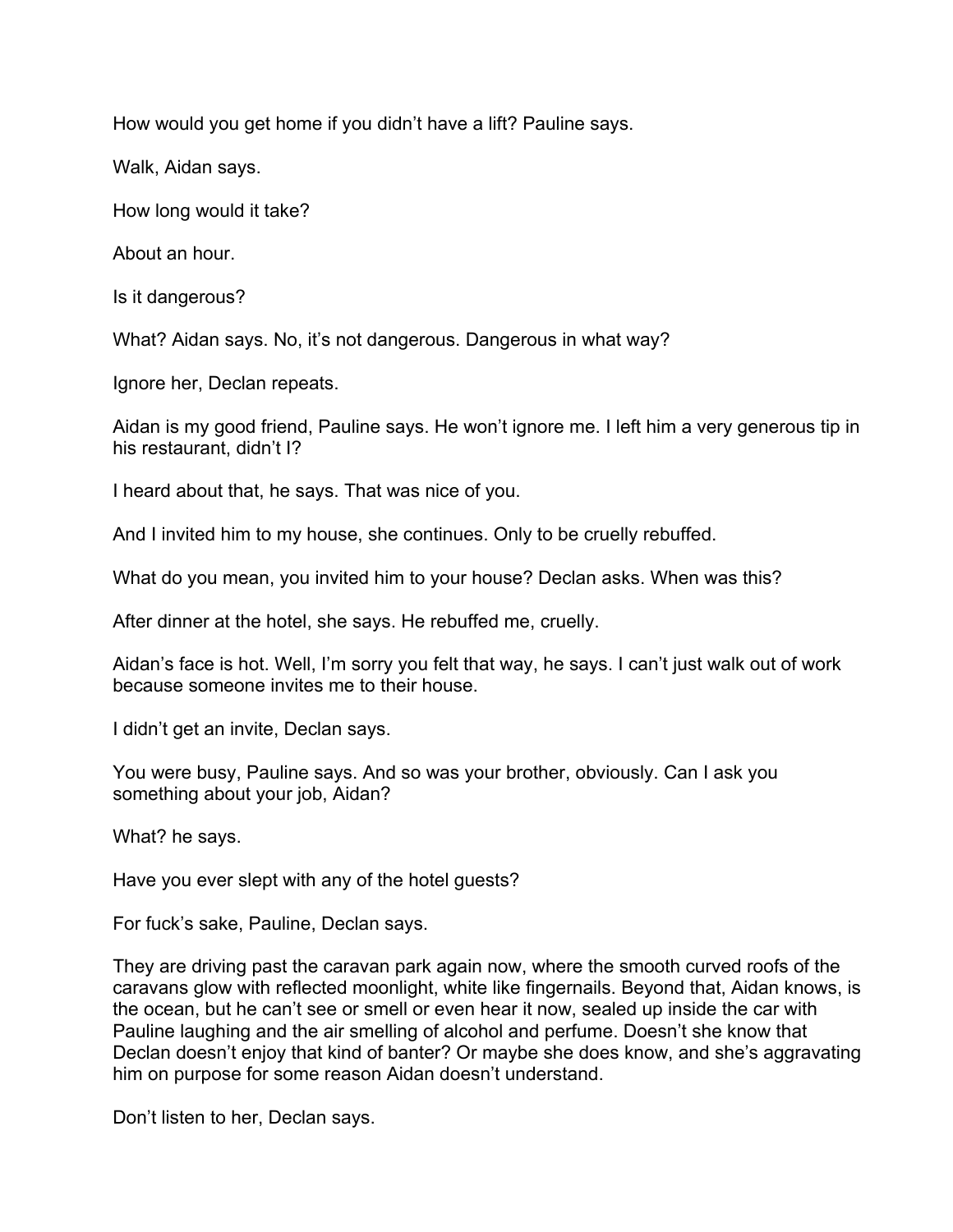How would you get home if you didn't have a lift? Pauline says.

Walk, Aidan says.

How long would it take?

About an hour.

Is it dangerous?

What? Aidan says. No, it's not dangerous. Dangerous in what way?

Ignore her, Declan repeats.

Aidan is my good friend, Pauline says. He won't ignore me. I left him a very generous tip in his restaurant, didn't I?

I heard about that, he says. That was nice of you.

And I invited him to my house, she continues. Only to be cruelly rebuffed.

What do you mean, you invited him to your house? Declan asks. When was this?

After dinner at the hotel, she says. He rebuffed me, cruelly.

Aidan's face is hot. Well, I'm sorry you felt that way, he says. I can't just walk out of work because someone invites me to their house.

I didn't get an invite, Declan says.

You were busy, Pauline says. And so was your brother, obviously. Can I ask you something about your job, Aidan?

What? he says.

Have you ever slept with any of the hotel guests?

For fuck's sake, Pauline, Declan says.

They are driving past the caravan park again now, where the smooth curved roofs of the caravans glow with reflected moonlight, white like fingernails. Beyond that, Aidan knows, is the ocean, but he can't see or smell or even hear it now, sealed up inside the car with Pauline laughing and the air smelling of alcohol and perfume. Doesn't she know that Declan doesn't enjoy that kind of banter? Or maybe she does know, and she's aggravating him on purpose for some reason Aidan doesn't understand.

Don't listen to her, Declan says.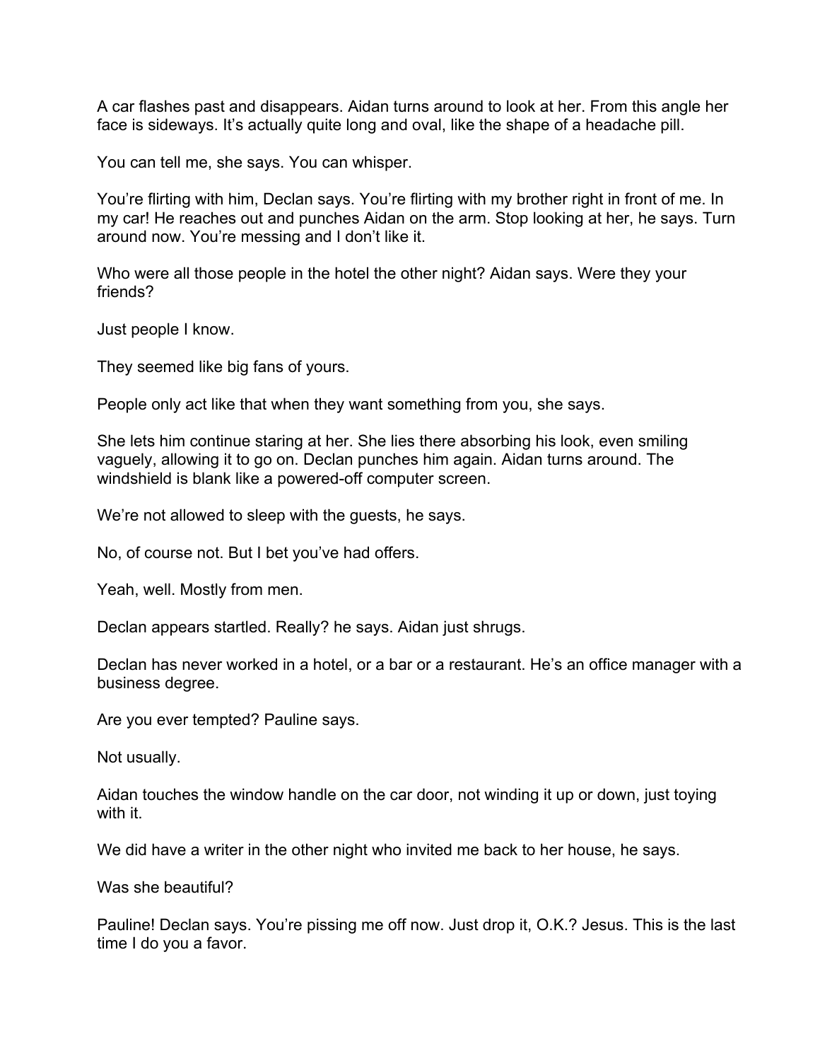A car flashes past and disappears. Aidan turns around to look at her. From this angle her face is sideways. It’s actually quite long and oval, like the shape of a headache pill.

You can tell me, she says. You can whisper.

You’re flirting with him, Declan says. You’re flirting with my brother right in front of me. In my car! He reaches out and punches Aidan on the arm. Stop looking at her, he says. Turn around now. You’re messing and I don’t like it.

Who were all those people in the hotel the other night? Aidan says. Were they your friends?

Just people I know.

They seemed like big fans of yours.

People only act like that when they want something from you, she says.

She lets him continue staring at her. She lies there absorbing his look, even smiling vaguely, allowing it to go on. Declan punches him again. Aidan turns around. The windshield is blank like a powered-off computer screen.

We’re not allowed to sleep with the guests, he says.

No, of course not. But I bet you’ve had offers.

Yeah, well. Mostly from men.

Declan appears startled. Really? he says. Aidan just shrugs.

Declan has never worked in a hotel, or a bar or a restaurant. He’s an office manager with a business degree.

Are you ever tempted? Pauline says.

Not usually.

Aidan touches the window handle on the car door, not winding it up or down, just toying with it.

We did have a writer in the other night who invited me back to her house, he says.

Was she beautiful?

Pauline! Declan says. You’re pissing me off now. Just drop it, O.K.? Jesus. This is the last time I do you a favor.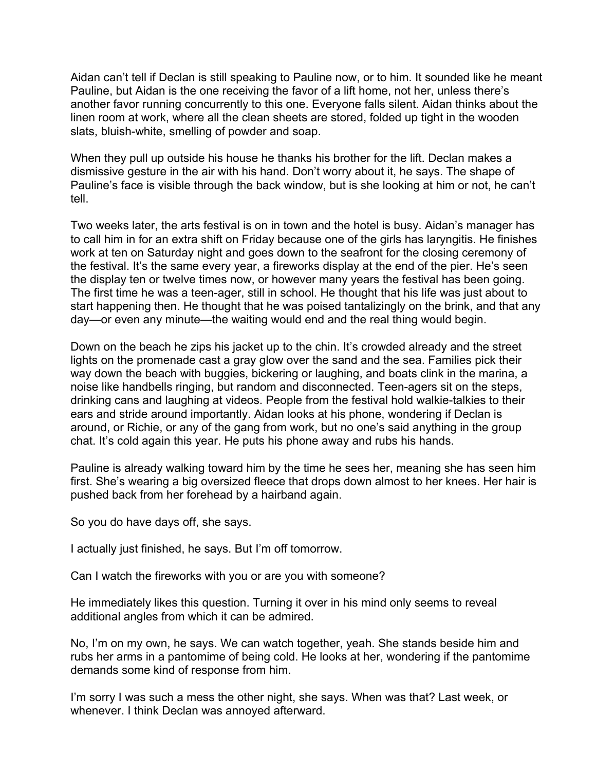Aidan can't tell if Declan is still speaking to Pauline now, or to him. It sounded like he meant Pauline, but Aidan is the one receiving the favor of a lift home, not her, unless there's another favor running concurrently to this one. Everyone falls silent. Aidan thinks about the linen room at work, where all the clean sheets are stored, folded up tight in the wooden slats, bluish-white, smelling of powder and soap.

When they pull up outside his house he thanks his brother for the lift. Declan makes a dismissive gesture in the air with his hand. Don't worry about it, he says. The shape of Pauline's face is visible through the back window, but is she looking at him or not, he can't tell.

Two weeks later, the arts festival is on in town and the hotel is busy. Aidan's manager has to call him in for an extra shift on Friday because one of the girls has laryngitis. He finishes work at ten on Saturday night and goes down to the seafront for the closing ceremony of the festival. It's the same every year, a fireworks display at the end of the pier. He's seen the display ten or twelve times now, or however many years the festival has been going. The first time he was a teen-ager, still in school. He thought that his life was just about to start happening then. He thought that he was poised tantalizingly on the brink, and that any day—or even any minute—the waiting would end and the real thing would begin.

Down on the beach he zips his jacket up to the chin. It's crowded already and the street lights on the promenade cast a gray glow over the sand and the sea. Families pick their way down the beach with buggies, bickering or laughing, and boats clink in the marina, a noise like handbells ringing, but random and disconnected. Teen-agers sit on the steps, drinking cans and laughing at videos. People from the festival hold walkie-talkies to their ears and stride around importantly. Aidan looks at his phone, wondering if Declan is around, or Richie, or any of the gang from work, but no one's said anything in the group chat. It's cold again this year. He puts his phone away and rubs his hands.

Pauline is already walking toward him by the time he sees her, meaning she has seen him first. She's wearing a big oversized fleece that drops down almost to her knees. Her hair is pushed back from her forehead by a hairband again.

So you do have days off, she says.

I actually just finished, he says. But I'm off tomorrow.

Can I watch the fireworks with you or are you with someone?

He immediately likes this question. Turning it over in his mind only seems to reveal additional angles from which it can be admired.

No, I'm on my own, he says. We can watch together, yeah. She stands beside him and rubs her arms in a pantomime of being cold. He looks at her, wondering if the pantomime demands some kind of response from him.

I'm sorry I was such a mess the other night, she says. When was that? Last week, or whenever. I think Declan was annoyed afterward.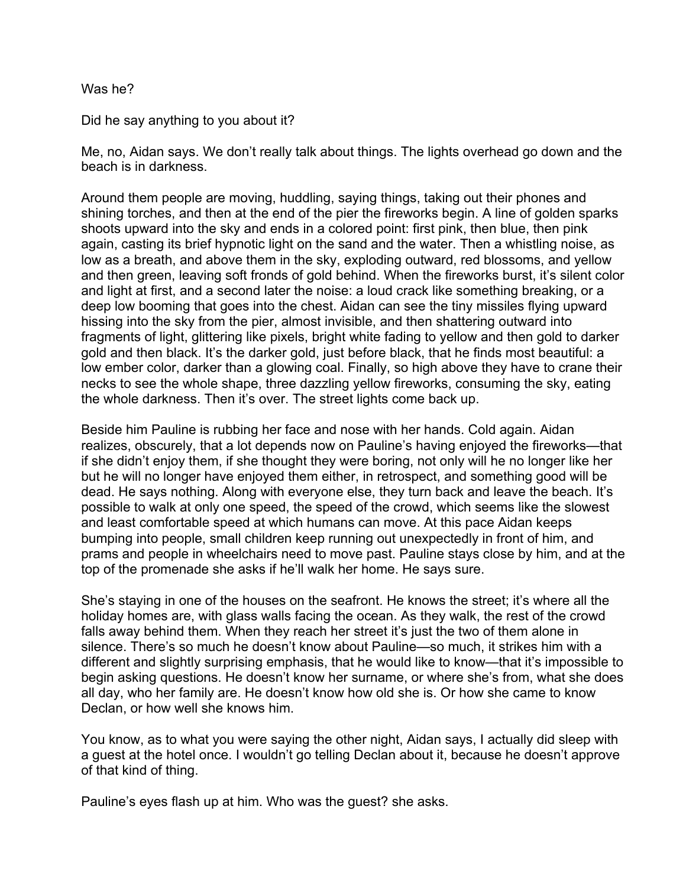Was he?

Did he say anything to you about it?

Me, no, Aidan says. We don't really talk about things. The lights overhead go down and the beach is in darkness.

Around them people are moving, huddling, saying things, taking out their phones and shining torches, and then at the end of the pier the fireworks begin. A line of golden sparks shoots upward into the sky and ends in a colored point: first pink, then blue, then pink again, casting its brief hypnotic light on the sand and the water. Then a whistling noise, as low as a breath, and above them in the sky, exploding outward, red blossoms, and yellow and then green, leaving soft fronds of gold behind. When the fireworks burst, it's silent color and light at first, and a second later the noise: a loud crack like something breaking, or a deep low booming that goes into the chest. Aidan can see the tiny missiles flying upward hissing into the sky from the pier, almost invisible, and then shattering outward into fragments of light, glittering like pixels, bright white fading to yellow and then gold to darker gold and then black. It's the darker gold, just before black, that he finds most beautiful: a low ember color, darker than a glowing coal. Finally, so high above they have to crane their necks to see the whole shape, three dazzling yellow fireworks, consuming the sky, eating the whole darkness. Then it's over. The street lights come back up.

Beside him Pauline is rubbing her face and nose with her hands. Cold again. Aidan realizes, obscurely, that a lot depends now on Pauline's having enjoyed the fireworks—that if she didn't enjoy them, if she thought they were boring, not only will he no longer like her but he will no longer have enjoyed them either, in retrospect, and something good will be dead. He says nothing. Along with everyone else, they turn back and leave the beach. It's possible to walk at only one speed, the speed of the crowd, which seems like the slowest and least comfortable speed at which humans can move. At this pace Aidan keeps bumping into people, small children keep running out unexpectedly in front of him, and prams and people in wheelchairs need to move past. Pauline stays close by him, and at the top of the promenade she asks if he'll walk her home. He says sure.

She's staying in one of the houses on the seafront. He knows the street; it's where all the holiday homes are, with glass walls facing the ocean. As they walk, the rest of the crowd falls away behind them. When they reach her street it's just the two of them alone in silence. There's so much he doesn't know about Pauline—so much, it strikes him with a different and slightly surprising emphasis, that he would like to know—that it's impossible to begin asking questions. He doesn't know her surname, or where she's from, what she does all day, who her family are. He doesn't know how old she is. Or how she came to know Declan, or how well she knows him.

You know, as to what you were saying the other night, Aidan says, I actually did sleep with a guest at the hotel once. I wouldn't go telling Declan about it, because he doesn't approve of that kind of thing.

Pauline's eyes flash up at him. Who was the guest? she asks.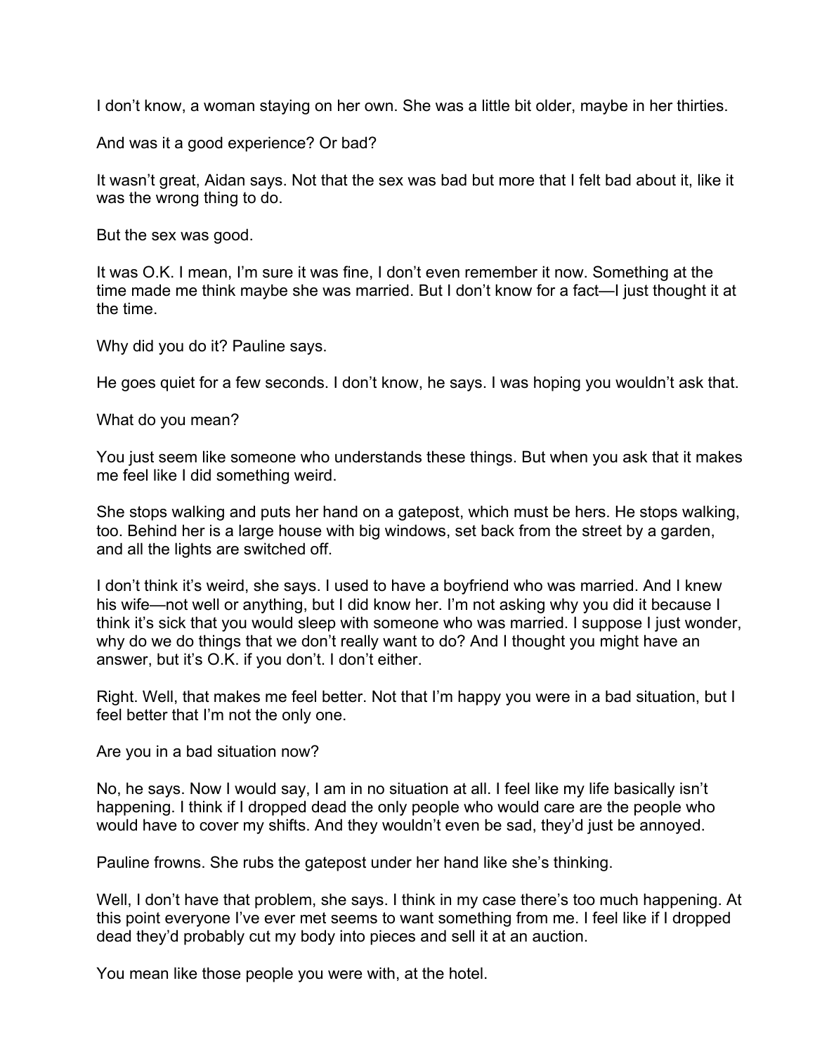I don't know, a woman staying on her own. She was a little bit older, maybe in her thirties.

And was it a good experience? Or bad?

It wasn't great, Aidan says. Not that the sex was bad but more that I felt bad about it, like it was the wrong thing to do.

But the sex was good.

It was O.K. I mean, I'm sure it was fine, I don't even remember it now. Something at the time made me think maybe she was married. But I don't know for a fact—I just thought it at the time.

Why did you do it? Pauline says.

He goes quiet for a few seconds. I don't know, he says. I was hoping you wouldn't ask that.

What do you mean?

You just seem like someone who understands these things. But when you ask that it makes me feel like I did something weird.

She stops walking and puts her hand on a gatepost, which must be hers. He stops walking, too. Behind her is a large house with big windows, set back from the street by a garden, and all the lights are switched off.

I don't think it's weird, she says. I used to have a boyfriend who was married. And I knew his wife—not well or anything, but I did know her. I'm not asking why you did it because I think it's sick that you would sleep with someone who was married. I suppose I just wonder, why do we do things that we don't really want to do? And I thought you might have an answer, but it's O.K. if you don't. I don't either.

Right. Well, that makes me feel better. Not that I'm happy you were in a bad situation, but I feel better that I'm not the only one.

Are you in a bad situation now?

No, he says. Now I would say, I am in no situation at all. I feel like my life basically isn't happening. I think if I dropped dead the only people who would care are the people who would have to cover my shifts. And they wouldn't even be sad, they'd just be annoyed.

Pauline frowns. She rubs the gatepost under her hand like she's thinking.

Well, I don't have that problem, she says. I think in my case there's too much happening. At this point everyone I've ever met seems to want something from me. I feel like if I dropped dead they'd probably cut my body into pieces and sell it at an auction.

You mean like those people you were with, at the hotel.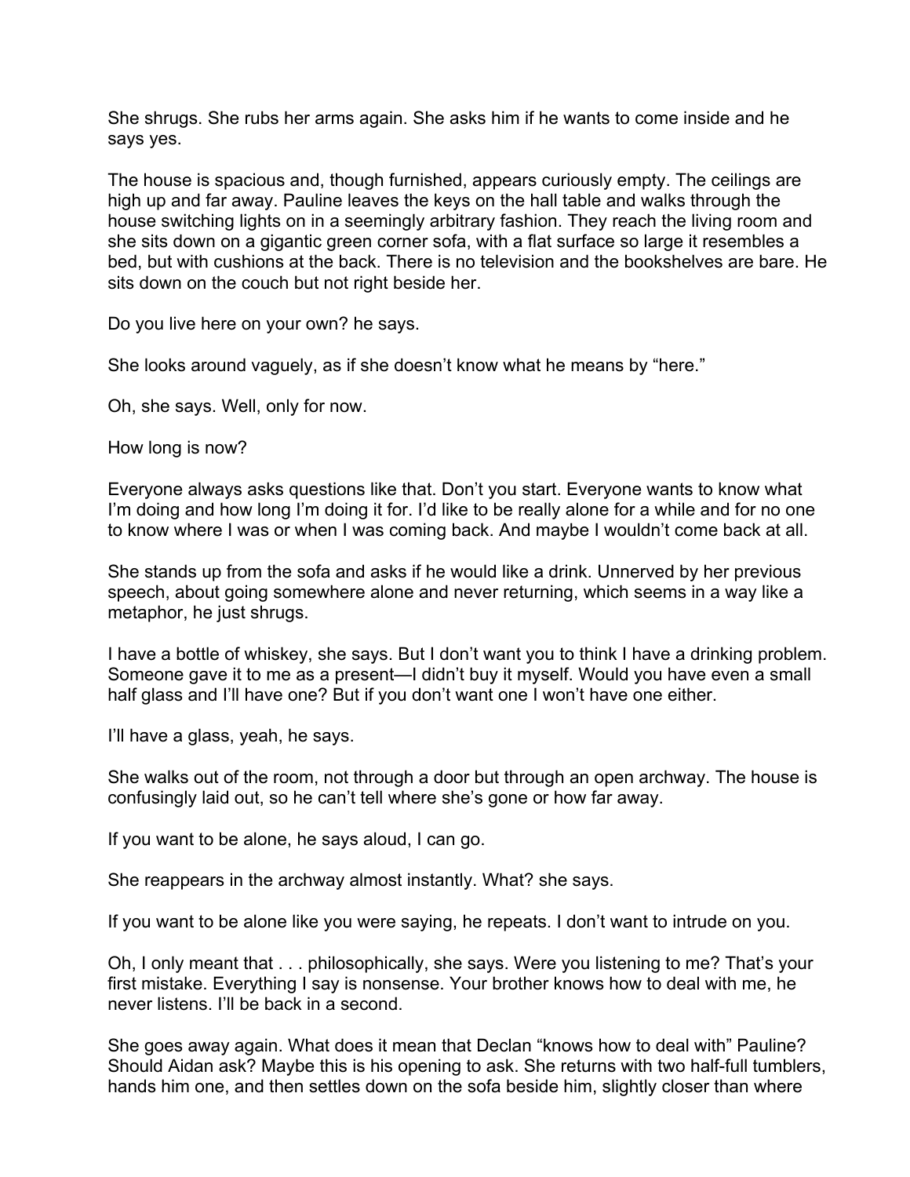She shrugs. She rubs her arms again. She asks him if he wants to come inside and he says yes.

The house is spacious and, though furnished, appears curiously empty. The ceilings are high up and far away. Pauline leaves the keys on the hall table and walks through the house switching lights on in a seemingly arbitrary fashion. They reach the living room and she sits down on a gigantic green corner sofa, with a flat surface so large it resembles a bed, but with cushions at the back. There is no television and the bookshelves are bare. He sits down on the couch but not right beside her.

Do you live here on your own? he says.

She looks around vaguely, as if she doesn't know what he means by "here."

Oh, she says. Well, only for now.

How long is now?

Everyone always asks questions like that. Don't you start. Everyone wants to know what I'm doing and how long I'm doing it for. I'd like to be really alone for a while and for no one to know where I was or when I was coming back. And maybe I wouldn't come back at all.

She stands up from the sofa and asks if he would like a drink. Unnerved by her previous speech, about going somewhere alone and never returning, which seems in a way like a metaphor, he just shrugs.

I have a bottle of whiskey, she says. But I don't want you to think I have a drinking problem. Someone gave it to me as a present—I didn't buy it myself. Would you have even a small half glass and I'll have one? But if you don't want one I won't have one either.

I'll have a glass, yeah, he says.

She walks out of the room, not through a door but through an open archway. The house is confusingly laid out, so he can't tell where she's gone or how far away.

If you want to be alone, he says aloud, I can go.

She reappears in the archway almost instantly. What? she says.

If you want to be alone like you were saying, he repeats. I don't want to intrude on you.

Oh, I only meant that . . . philosophically, she says. Were you listening to me? That's your first mistake. Everything I say is nonsense. Your brother knows how to deal with me, he never listens. I'll be back in a second.

She goes away again. What does it mean that Declan "knows how to deal with" Pauline? Should Aidan ask? Maybe this is his opening to ask. She returns with two half-full tumblers, hands him one, and then settles down on the sofa beside him, slightly closer than where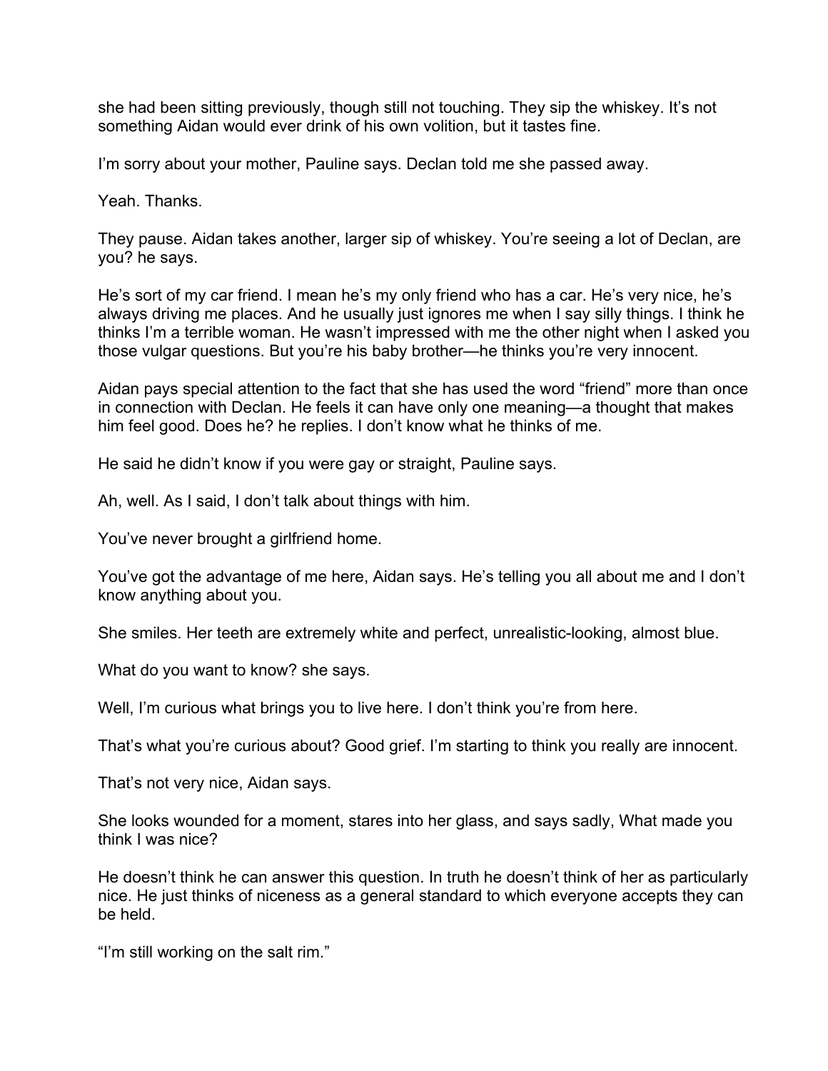she had been sitting previously, though still not touching. They sip the whiskey. It's not something Aidan would ever drink of his own volition, but it tastes fine.

I'm sorry about your mother, Pauline says. Declan told me she passed away.

Yeah. Thanks.

They pause. Aidan takes another, larger sip of whiskey. You're seeing a lot of Declan, are you? he says.

He's sort of my car friend. I mean he's my only friend who has a car. He's very nice, he's always driving me places. And he usually just ignores me when I say silly things. I think he thinks I'm a terrible woman. He wasn't impressed with me the other night when I asked you those vulgar questions. But you're his baby brother—he thinks you're very innocent.

Aidan pays special attention to the fact that she has used the word "friend" more than once in connection with Declan. He feels it can have only one meaning—a thought that makes him feel good. Does he? he replies. I don't know what he thinks of me.

He said he didn't know if you were gay or straight, Pauline says.

Ah, well. As I said, I don't talk about things with him.

You've never brought a girlfriend home.

You've got the advantage of me here, Aidan says. He's telling you all about me and I don't know anything about you.

She smiles. Her teeth are extremely white and perfect, unrealistic-looking, almost blue.

What do you want to know? she says.

Well, I'm curious what brings you to live here. I don't think you're from here.

That's what you're curious about? Good grief. I'm starting to think you really are innocent.

That's not very nice, Aidan says.

She looks wounded for a moment, stares into her glass, and says sadly, What made you think I was nice?

He doesn't think he can answer this question. In truth he doesn't think of her as particularly nice. He just thinks of niceness as a general standard to which everyone accepts they can be held.

"I'm still working on the salt rim."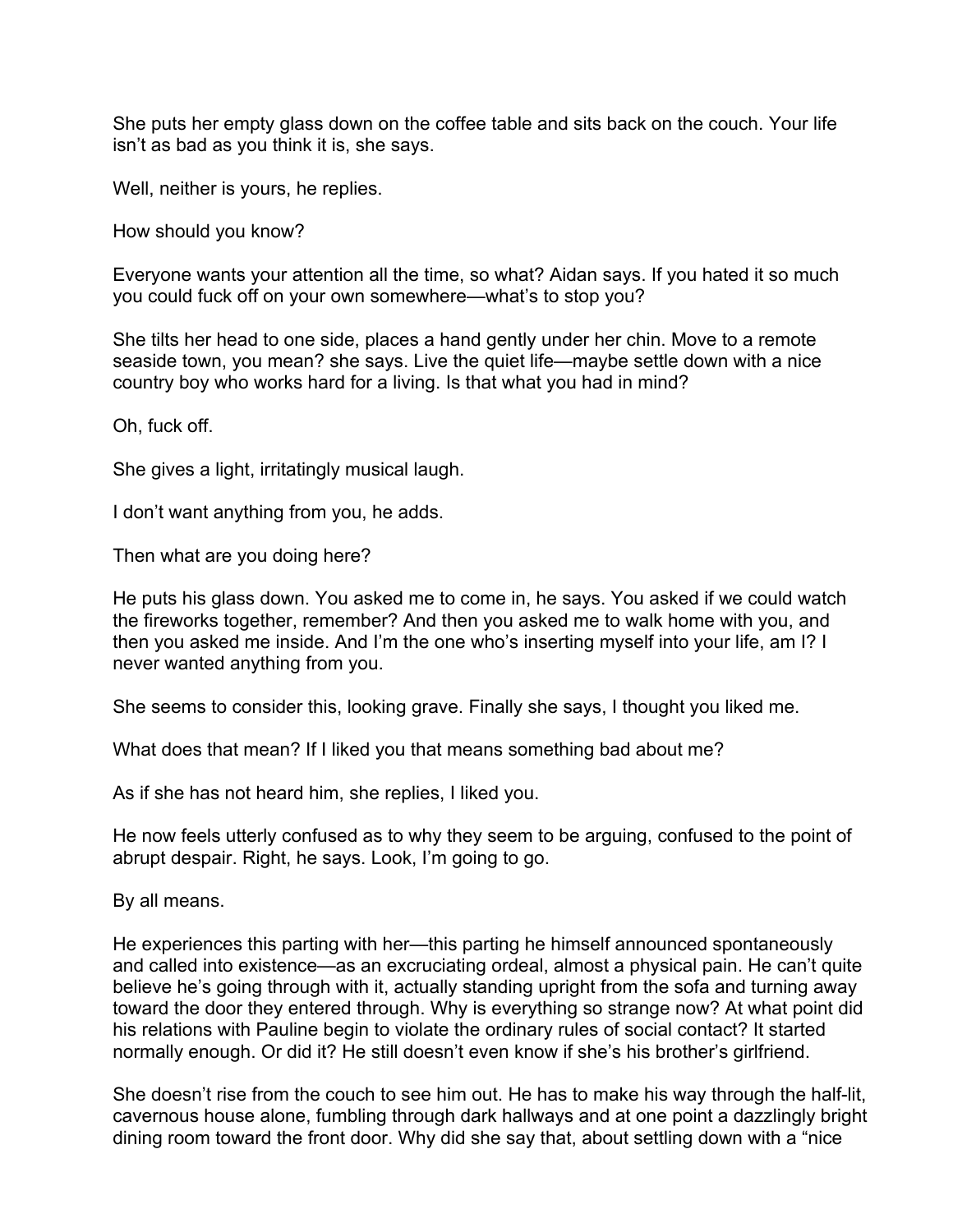She puts her empty glass down on the coffee table and sits back on the couch. Your life isn't as bad as you think it is, she says.

Well, neither is yours, he replies.

How should you know?

Everyone wants your attention all the time, so what? Aidan says. If you hated it so much you could fuck off on your own somewhere—what's to stop you?

She tilts her head to one side, places a hand gently under her chin. Move to a remote seaside town, you mean? she says. Live the quiet life—maybe settle down with a nice country boy who works hard for a living. Is that what you had in mind?

Oh, fuck off.

She gives a light, irritatingly musical laugh.

I don't want anything from you, he adds.

Then what are you doing here?

He puts his glass down. You asked me to come in, he says. You asked if we could watch the fireworks together, remember? And then you asked me to walk home with you, and then you asked me inside. And I'm the one who's inserting myself into your life, am I? I never wanted anything from you.

She seems to consider this, looking grave. Finally she says, I thought you liked me.

What does that mean? If I liked you that means something bad about me?

As if she has not heard him, she replies, I liked you.

He now feels utterly confused as to why they seem to be arguing, confused to the point of abrupt despair. Right, he says. Look, I'm going to go.

By all means.

He experiences this parting with her—this parting he himself announced spontaneously and called into existence—as an excruciating ordeal, almost a physical pain. He can't quite believe he's going through with it, actually standing upright from the sofa and turning away toward the door they entered through. Why is everything so strange now? At what point did his relations with Pauline begin to violate the ordinary rules of social contact? It started normally enough. Or did it? He still doesn't even know if she's his brother's girlfriend.

She doesn't rise from the couch to see him out. He has to make his way through the half-lit, cavernous house alone, fumbling through dark hallways and at one point a dazzlingly bright dining room toward the front door. Why did she say that, about settling down with a "nice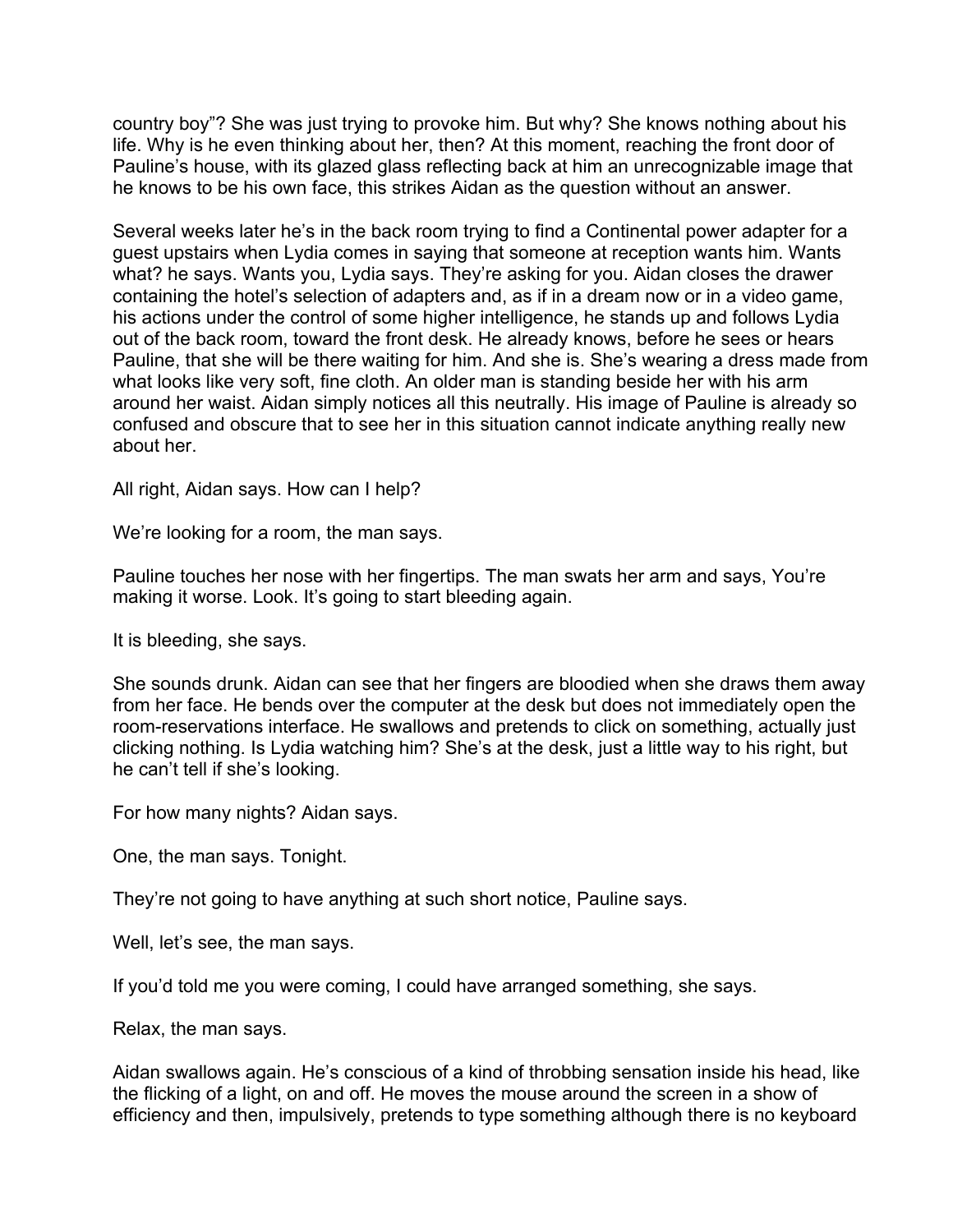country boy”? She was just trying to provoke him. But why? She knows nothing about his life. Why is he even thinking about her, then? At this moment, reaching the front door of Pauline’s house, with its glazed glass reflecting back at him an unrecognizable image that he knows to be his own face, this strikes Aidan as the question without an answer.

Several weeks later he’s in the back room trying to find a Continental power adapter for a guest upstairs when Lydia comes in saying that someone at reception wants him. Wants what? he says. Wants you, Lydia says. They’re asking for you. Aidan closes the drawer containing the hotel’s selection of adapters and, as if in a dream now or in a video game, his actions under the control of some higher intelligence, he stands up and follows Lydia out of the back room, toward the front desk. He already knows, before he sees or hears Pauline, that she will be there waiting for him. And she is. She’s wearing a dress made from what looks like very soft, fine cloth. An older man is standing beside her with his arm around her waist. Aidan simply notices all this neutrally. His image of Pauline is already so confused and obscure that to see her in this situation cannot indicate anything really new about her.

All right, Aidan says. How can I help?

We’re looking for a room, the man says.

Pauline touches her nose with her fingertips. The man swats her arm and says, You’re making it worse. Look. It’s going to start bleeding again.

It is bleeding, she says.

She sounds drunk. Aidan can see that her fingers are bloodied when she draws them away from her face. He bends over the computer at the desk but does not immediately open the room-reservations interface. He swallows and pretends to click on something, actually just clicking nothing. Is Lydia watching him? She’s at the desk, just a little way to his right, but he can’t tell if she’s looking.

For how many nights? Aidan says.

One, the man says. Tonight.

They’re not going to have anything at such short notice, Pauline says.

Well, let’s see, the man says.

If you’d told me you were coming, I could have arranged something, she says.

Relax, the man says.

Aidan swallows again. He’s conscious of a kind of throbbing sensation inside his head, like the flicking of a light, on and off. He moves the mouse around the screen in a show of efficiency and then, impulsively, pretends to type something although there is no keyboard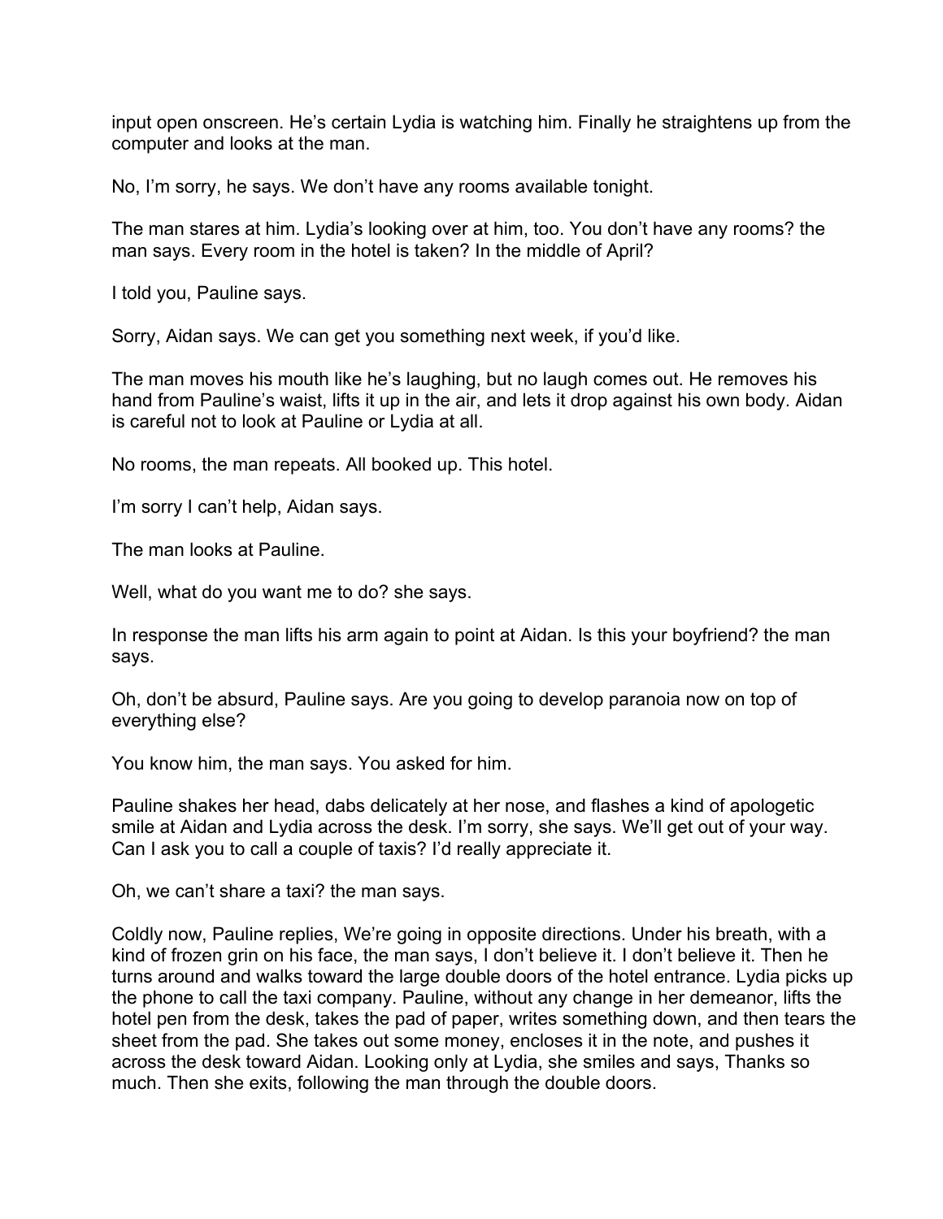input open onscreen. He's certain Lydia is watching him. Finally he straightens up from the computer and looks at the man.

No, I'm sorry, he says. We don't have any rooms available tonight.

The man stares at him. Lydia's looking over at him, too. You don't have any rooms? the man says. Every room in the hotel is taken? In the middle of April?

I told you, Pauline says.

Sorry, Aidan says. We can get you something next week, if you'd like.

The man moves his mouth like he's laughing, but no laugh comes out. He removes his hand from Pauline's waist, lifts it up in the air, and lets it drop against his own body. Aidan is careful not to look at Pauline or Lydia at all.

No rooms, the man repeats. All booked up. This hotel.

I'm sorry I can't help, Aidan says.

The man looks at Pauline.

Well, what do you want me to do? she says.

In response the man lifts his arm again to point at Aidan. Is this your boyfriend? the man says.

Oh, don't be absurd, Pauline says. Are you going to develop paranoia now on top of everything else?

You know him, the man says. You asked for him.

Pauline shakes her head, dabs delicately at her nose, and flashes a kind of apologetic smile at Aidan and Lydia across the desk. I'm sorry, she says. We'll get out of your way. Can I ask you to call a couple of taxis? I'd really appreciate it.

Oh, we can't share a taxi? the man says.

Coldly now, Pauline replies, We're going in opposite directions. Under his breath, with a kind of frozen grin on his face, the man says, I don't believe it. I don't believe it. Then he turns around and walks toward the large double doors of the hotel entrance. Lydia picks up the phone to call the taxi company. Pauline, without any change in her demeanor, lifts the hotel pen from the desk, takes the pad of paper, writes something down, and then tears the sheet from the pad. She takes out some money, encloses it in the note, and pushes it across the desk toward Aidan. Looking only at Lydia, she smiles and says, Thanks so much. Then she exits, following the man through the double doors.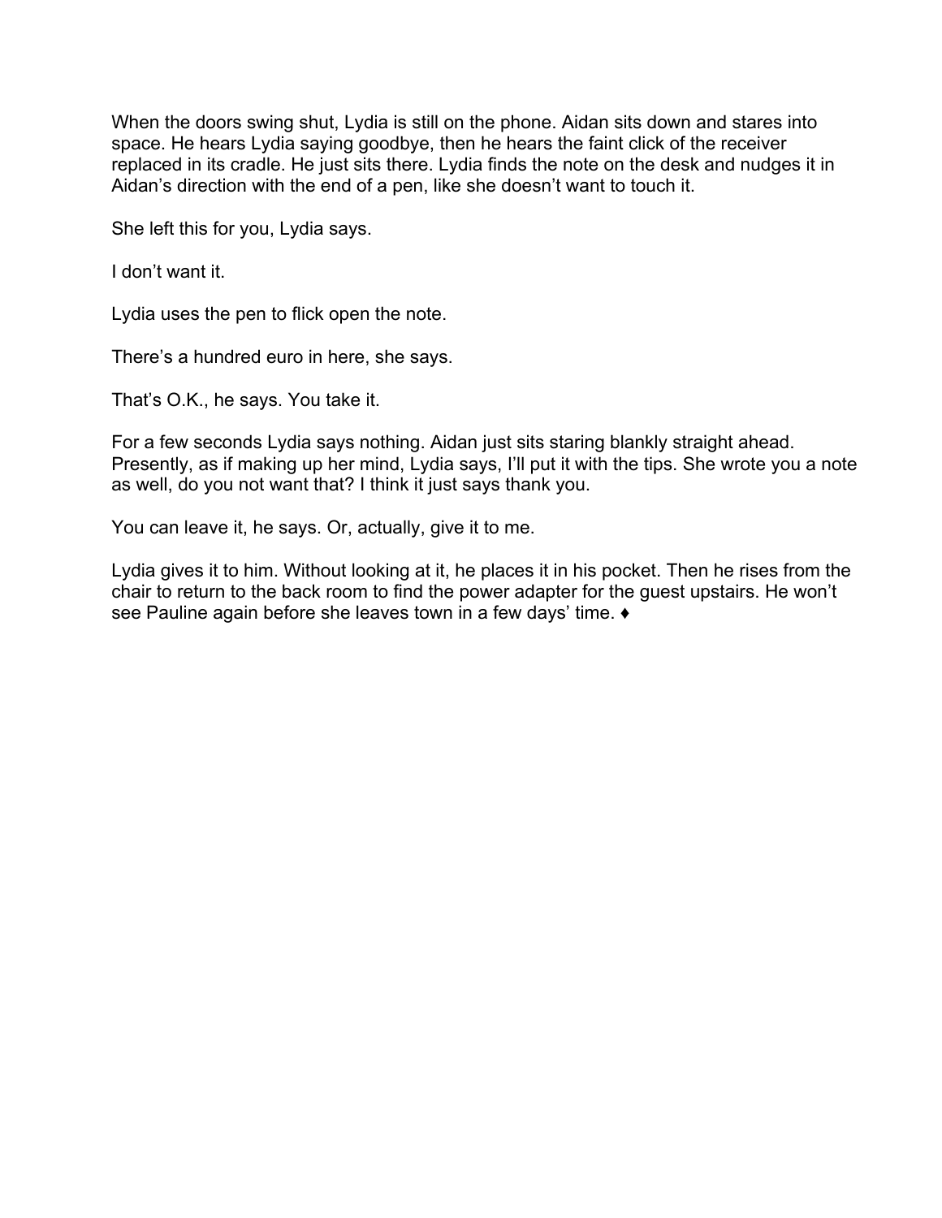When the doors swing shut, Lydia is still on the phone. Aidan sits down and stares into space. He hears Lydia saying goodbye, then he hears the faint click of the receiver replaced in its cradle. He just sits there. Lydia finds the note on the desk and nudges it in Aidan's direction with the end of a pen, like she doesn't want to touch it.

She left this for you, Lydia says.

I don't want it.

Lydia uses the pen to flick open the note.

There's a hundred euro in here, she says.

That's O.K., he says. You take it.

For a few seconds Lydia says nothing. Aidan just sits staring blankly straight ahead. Presently, as if making up her mind, Lydia says, I'll put it with the tips. She wrote you a note as well, do you not want that? I think it just says thank you.

You can leave it, he says. Or, actually, give it to me.

Lydia gives it to him. Without looking at it, he places it in his pocket. Then he rises from the chair to return to the back room to find the power adapter for the guest upstairs. He won't see Pauline again before she leaves town in a few days' time. ♦